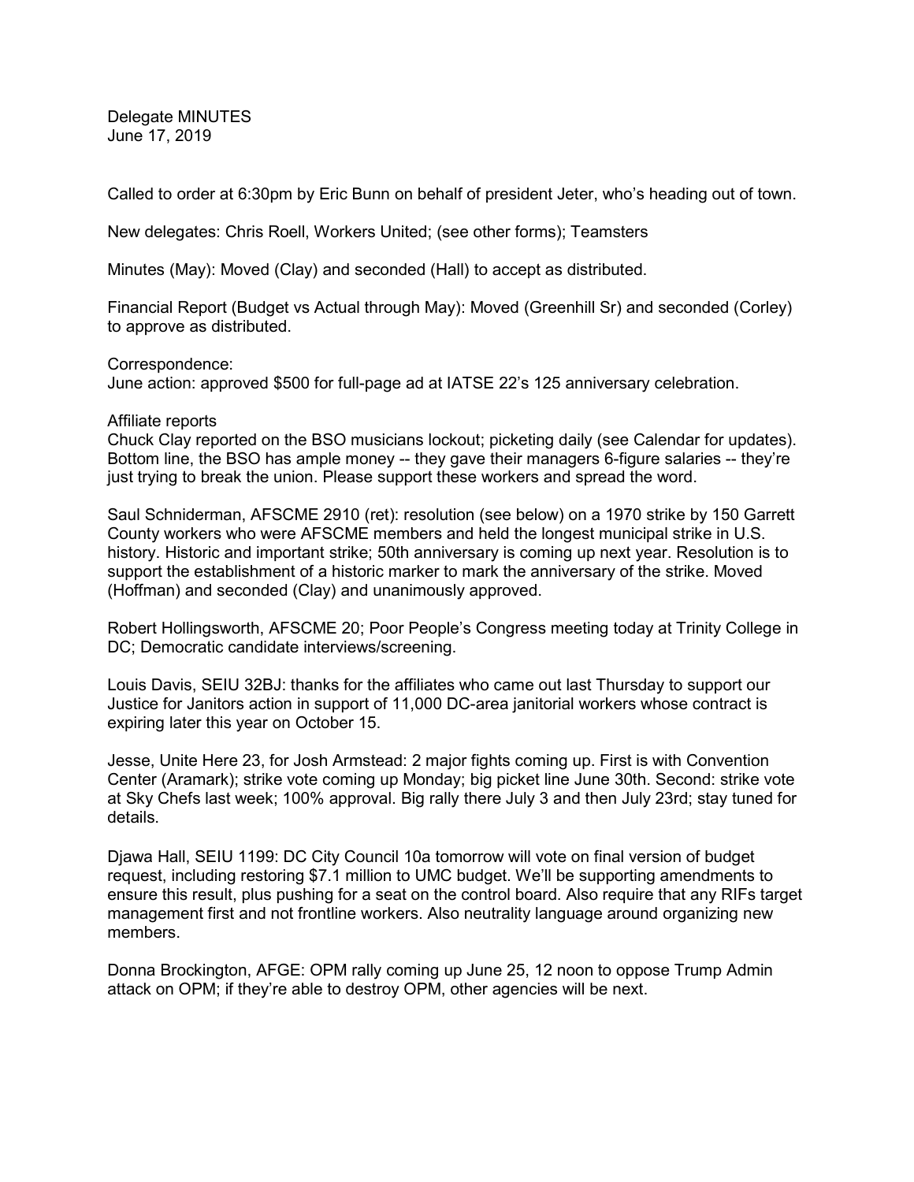Delegate MINUTES
June 17, 2019

Called to order at 6:30pm by Eric Bunn on behalf of president Jeter, who's heading out of town.

New delegates: Chris Roell, Workers United; (see other forms); Teamsters

Minutes (May): Moved (Clay) and seconded (Hall) to accept as distributed.

Financial Report (Budget vs Actual through May): Moved (Greenhill Sr) and seconded (Corley) to approve as distributed.

Correspondence:
June action: approved $500 for full-page ad at IATSE 22's 125 anniversary celebration.

Affiliate reports
Chuck Clay reported on the BSO musicians lockout; picketing daily (see Calendar for updates). Bottom line, the BSO has ample money -- they gave their managers 6-figure salaries -- they're just trying to break the union. Please support these workers and spread the word.

Saul Schniderman, AFSCME 2910 (ret): resolution (see below) on a 1970 strike by 150 Garrett County workers who were AFSCME members and held the longest municipal strike in U.S. history. Historic and important strike; 50th anniversary is coming up next year. Resolution is to support the establishment of a historic marker to mark the anniversary of the strike. Moved (Hoffman) and seconded (Clay) and unanimously approved.

Robert Hollingsworth, AFSCME 20; Poor People's Congress meeting today at Trinity College in DC; Democratic candidate interviews/screening.

Louis Davis, SEIU 32BJ: thanks for the affiliates who came out last Thursday to support our Justice for Janitors action in support of 11,000 DC-area janitorial workers whose contract is expiring later this year on October 15.

Jesse, Unite Here 23, for Josh Armstead: 2 major fights coming up. First is with Convention Center (Aramark); strike vote coming up Monday; big picket line June 30th. Second: strike vote at Sky Chefs last week; 100% approval. Big rally there July 3 and then July 23rd; stay tuned for details.

Djawa Hall, SEIU 1199: DC City Council 10a tomorrow will vote on final version of budget request, including restoring $7.1 million to UMC budget. We'll be supporting amendments to ensure this result, plus pushing for a seat on the control board. Also require that any RIFs target management first and not frontline workers. Also neutrality language around organizing new members.

Donna Brockington, AFGE: OPM rally coming up June 25, 12 noon to oppose Trump Admin attack on OPM; if they're able to destroy OPM, other agencies will be next.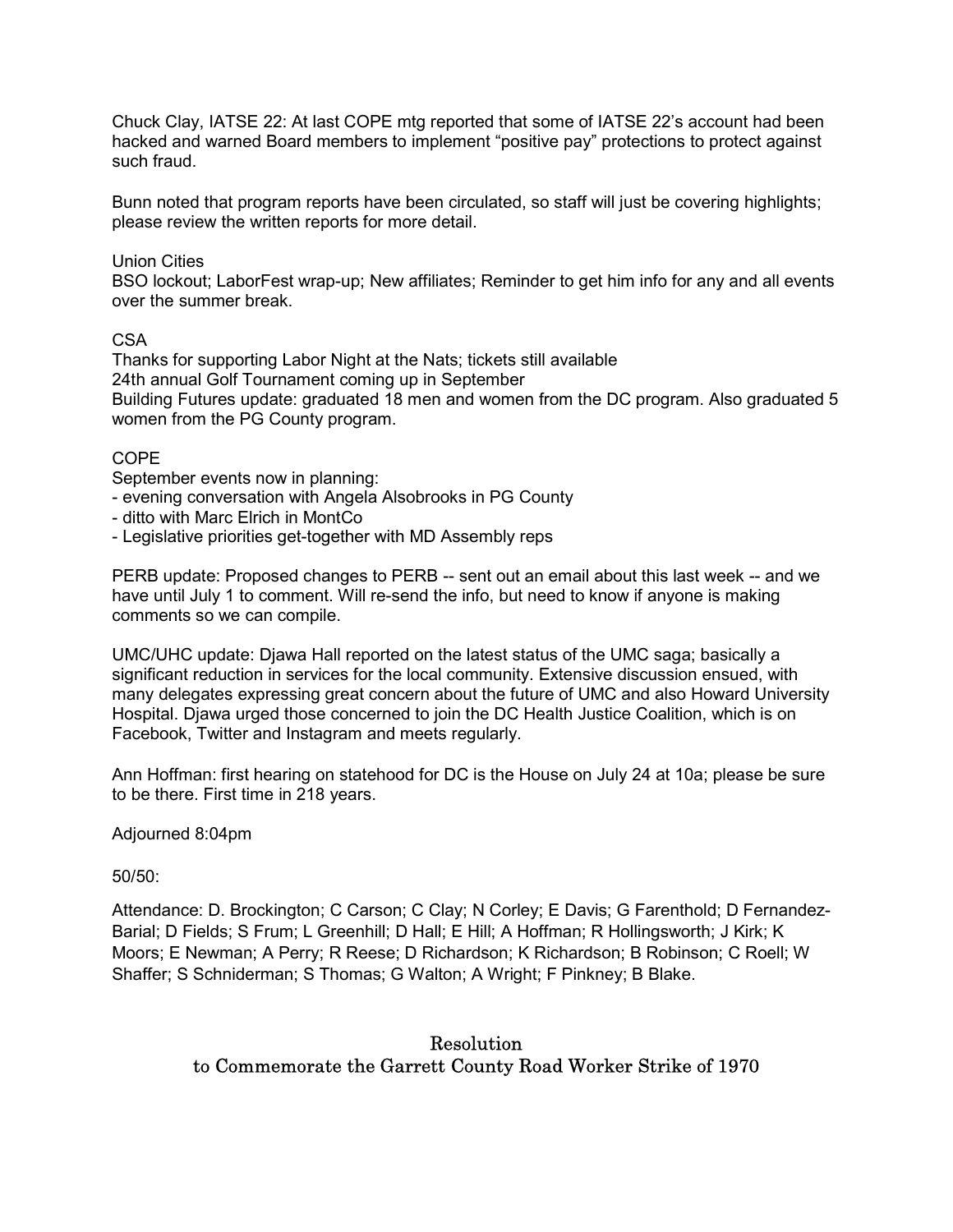Chuck Clay, IATSE 22: At last COPE mtg reported that some of IATSE 22's account had been hacked and warned Board members to implement "positive pay" protections to protect against such fraud.

Bunn noted that program reports have been circulated, so staff will just be covering highlights; please review the written reports for more detail.

Union Cities
BSO lockout; LaborFest wrap-up; New affiliates; Reminder to get him info for any and all events over the summer break.

CSA
Thanks for supporting Labor Night at the Nats; tickets still available
24th annual Golf Tournament coming up in September
Building Futures update: graduated 18 men and women from the DC program. Also graduated 5 women from the PG County program.

COPE
September events now in planning:
- evening conversation with Angela Alsobrooks in PG County
- ditto with Marc Elrich in MontCo
- Legislative priorities get-together with MD Assembly reps

PERB update: Proposed changes to PERB -- sent out an email about this last week -- and we have until July 1 to comment. Will re-send the info, but need to know if anyone is making comments so we can compile.

UMC/UHC update: Djawa Hall reported on the latest status of the UMC saga; basically a significant reduction in services for the local community. Extensive discussion ensued, with many delegates expressing great concern about the future of UMC and also Howard University Hospital. Djawa urged those concerned to join the DC Health Justice Coalition, which is on Facebook, Twitter and Instagram and meets regularly.

Ann Hoffman: first hearing on statehood for DC is the House on July 24 at 10a; please be sure to be there. First time in 218 years.

Adjourned 8:04pm

50/50:

Attendance: D. Brockington; C Carson; C Clay; N Corley; E Davis; G Farenthold; D Fernandez-Barial; D Fields; S Frum; L Greenhill; D Hall; E Hill; A Hoffman; R Hollingsworth; J Kirk; K Moors; E Newman; A Perry; R Reese; D Richardson; K Richardson; B Robinson; C Roell; W Shaffer; S Schniderman; S Thomas; G Walton; A Wright; F Pinkney; B Blake.

## Resolution
## to Commemorate the Garrett County Road Worker Strike of 1970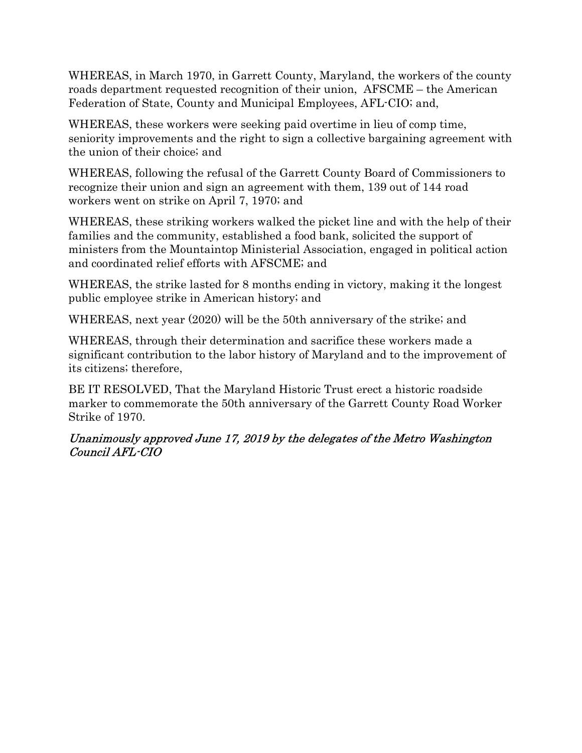WHEREAS, in March 1970, in Garrett County, Maryland, the workers of the county roads department requested recognition of their union, AFSCME – the American Federation of State, County and Municipal Employees, AFL-CIO; and,

WHEREAS, these workers were seeking paid overtime in lieu of comp time, seniority improvements and the right to sign a collective bargaining agreement with the union of their choice; and

WHEREAS, following the refusal of the Garrett County Board of Commissioners to recognize their union and sign an agreement with them, 139 out of 144 road workers went on strike on April 7, 1970; and

WHEREAS, these striking workers walked the picket line and with the help of their families and the community, established a food bank, solicited the support of ministers from the Mountaintop Ministerial Association, engaged in political action and coordinated relief efforts with AFSCME; and

WHEREAS, the strike lasted for 8 months ending in victory, making it the longest public employee strike in American history; and

WHEREAS, next year (2020) will be the 50th anniversary of the strike; and

WHEREAS, through their determination and sacrifice these workers made a significant contribution to the labor history of Maryland and to the improvement of its citizens; therefore,

BE IT RESOLVED, That the Maryland Historic Trust erect a historic roadside marker to commemorate the 50th anniversary of the Garrett County Road Worker Strike of 1970.

*Unanimously approved June 17, 2019 by the delegates of the Metro Washington Council AFL-CIO*